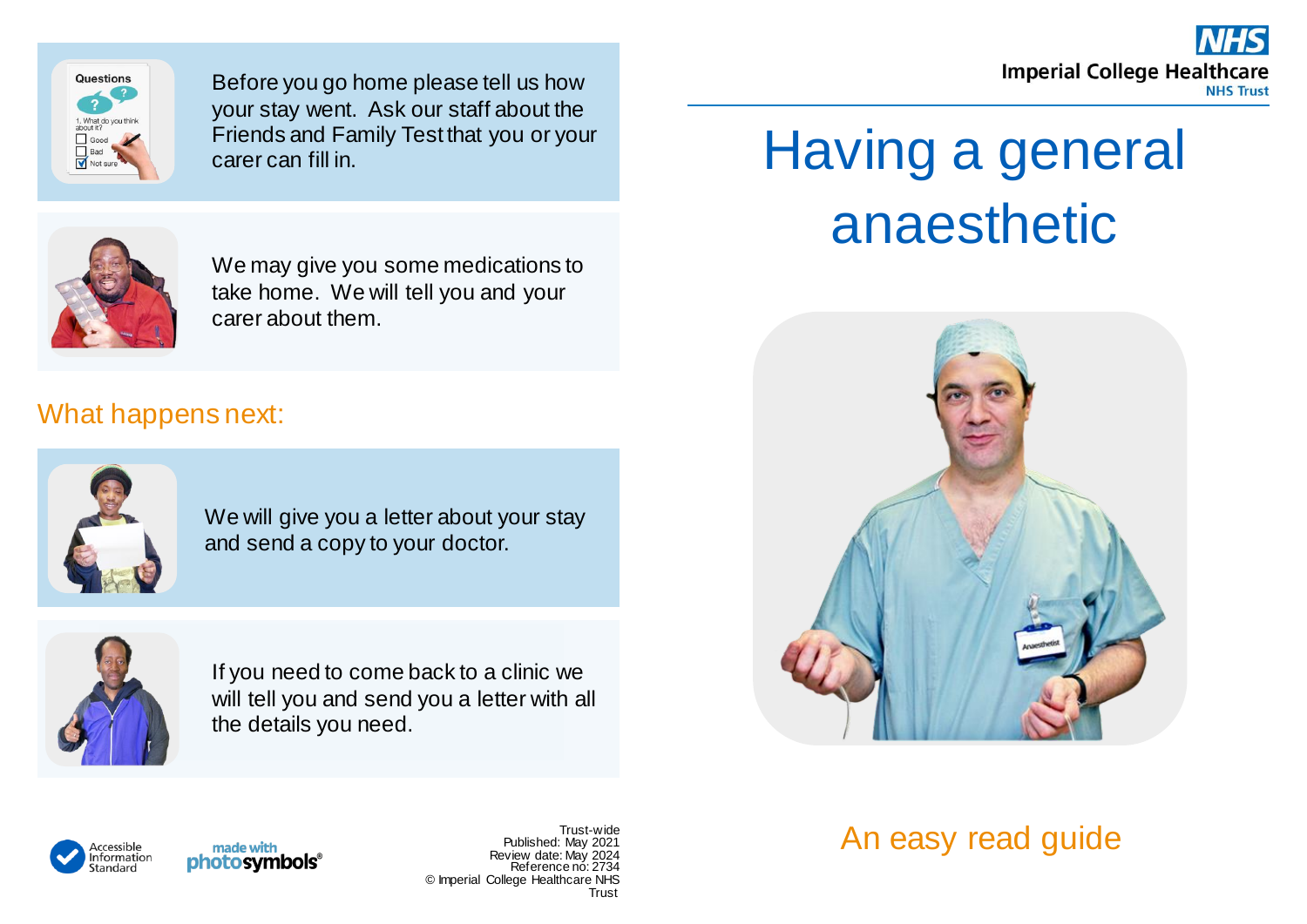Before you go home please tell us how your stay went. Ask our staff about the Friends and Family Test that you or your carer can fill in.

We may give you some medications to take home. We will tell you and your carer about them.

## What happens next:

We will give you a letter about your stay and send a copy to your doctor.

If you need to come back to a clinic we will tell you and send you a letter with all the details you need.

Accessible Information Standard

made with photosymbols®

Trust-wide
Published: May 2021
Review date: May 2024
Reference no: 2734
© Imperial College Healthcare NHS Trust

NHS
Imperial College Healthcare
NHS Trust

# Having a general anaesthetic

An easy read guide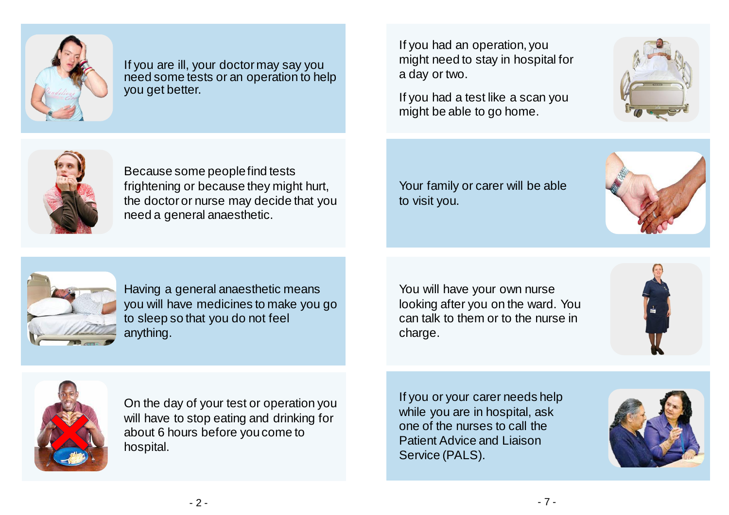If you are ill, your doctor may say you need some tests or an operation to help you get better.

Because some people find tests frightening or because they might hurt, the doctor or nurse may decide that you need a general anaesthetic.

Having a general anaesthetic means you will have medicines to make you go to sleep so that you do not feel anything.

On the day of your test or operation you will have to stop eating and drinking for about 6 hours before you come to hospital.

If you had an operation, you might need to stay in hospital for a day or two.

If you had a test like a scan you might be able to go home.

Your family or carer will be able to visit you.

You will have your own nurse looking after you on the ward. You can talk to them or to the nurse in charge.

If you or your carer needs help while you are in hospital, ask one of the nurses to call the Patient Advice and Liaison Service (PALS).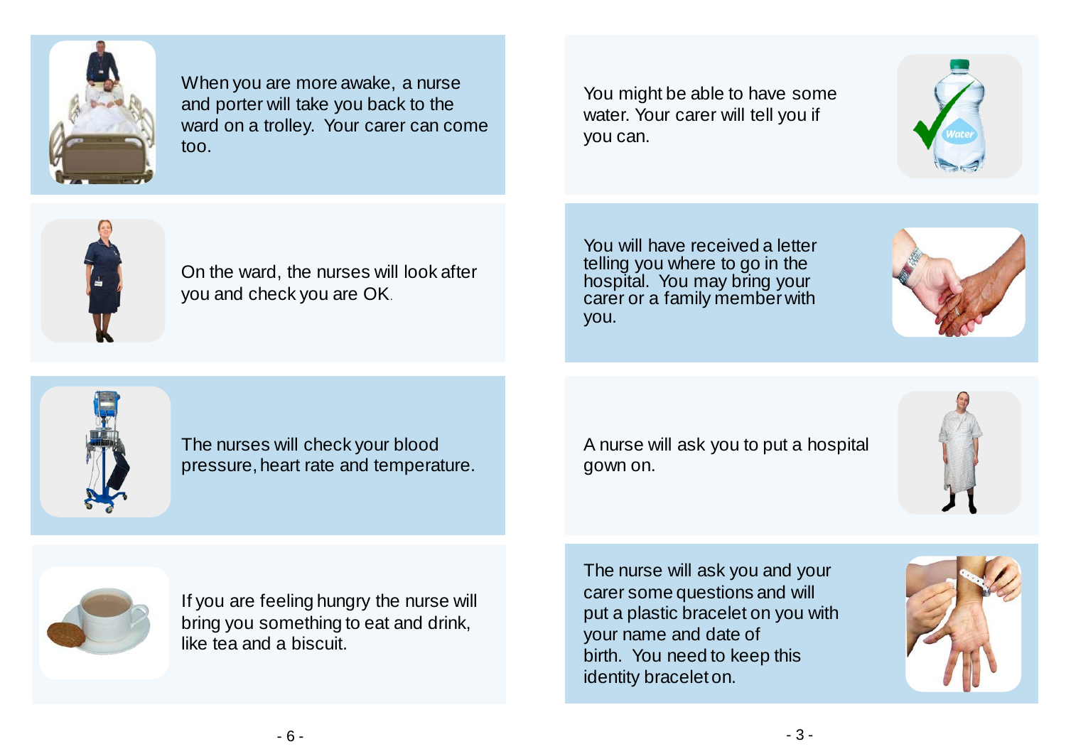When you are more awake, a nurse and porter will take you back to the ward on a trolley. Your carer can come too.

On the ward, the nurses will look after you and check you are OK.

The nurses will check your blood pressure, heart rate and temperature.

If you are feeling hungry the nurse will bring you something to eat and drink, like tea and a biscuit.

You might be able to have some water. Your carer will tell you if you can.

You will have received a letter telling you where to go in the hospital. You may bring your carer or a family member with you.

A nurse will ask you to put a hospital gown on.

The nurse will ask you and your carer some questions and will put a plastic bracelet on you with your name and date of birth. You need to keep this identity bracelet on.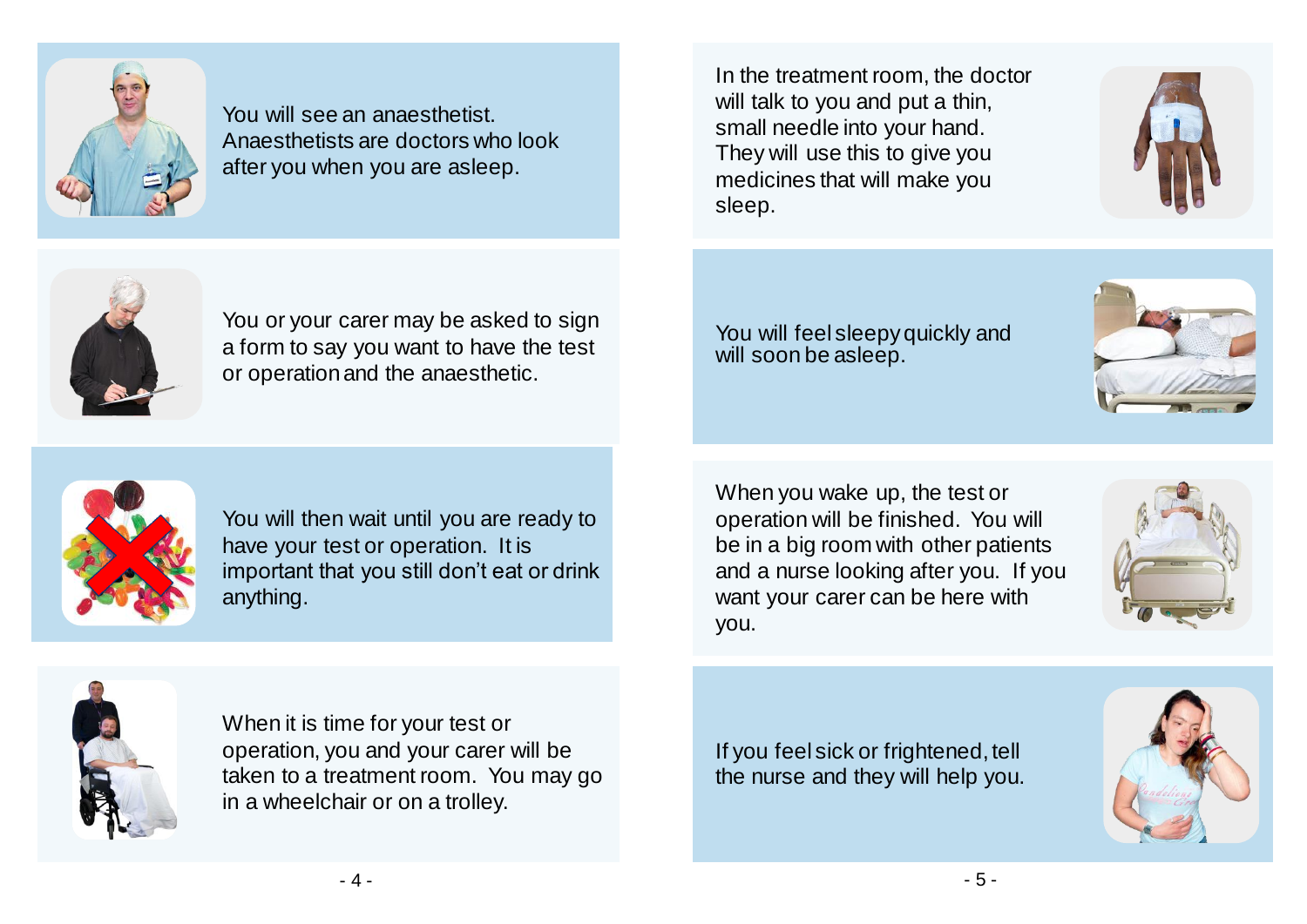You will see an anaesthetist. Anaesthetists are doctors who look after you when you are asleep.

You or your carer may be asked to sign a form to say you want to have the test or operation and the anaesthetic.

You will then wait until you are ready to have your test or operation. It is important that you still don't eat or drink anything.

When it is time for your test or operation, you and your carer will be taken to a treatment room. You may go in a wheelchair or on a trolley.

In the treatment room, the doctor will talk to you and put a thin, small needle into your hand. They will use this to give you medicines that will make you sleep.

You will feel sleepy quickly and will soon be asleep.

When you wake up, the test or operation will be finished. You will be in a big room with other patients and a nurse looking after you. If you want your carer can be here with you.

If you feel sick or frightened, tell the nurse and they will help you.